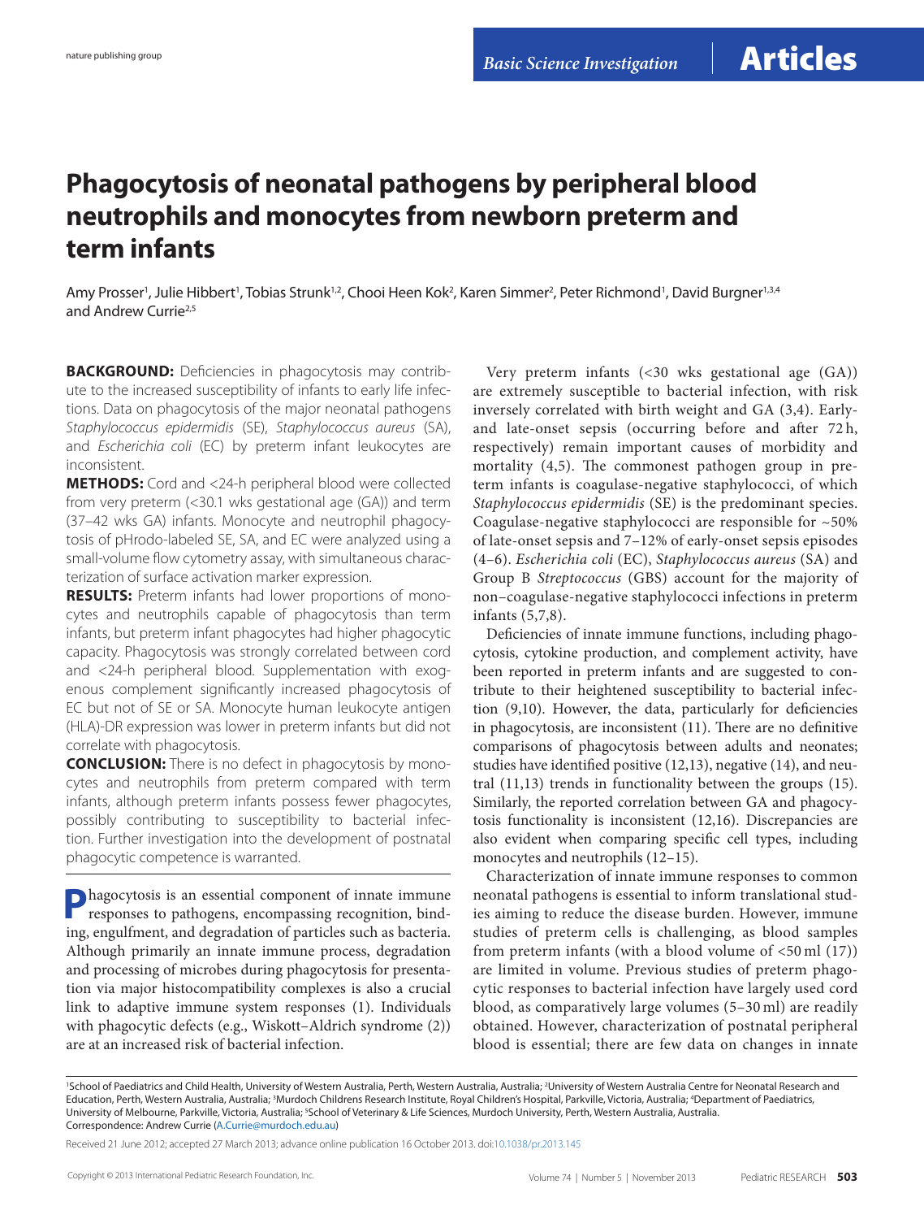# Phagocytosis of neonatal pathogens by peripheral blood neutrophils and monocytes from newborn preterm and term infants

Amy Prosser[1], Julie Hibbert[1], Tobias Strunk[1,2], Chooi Heen Kok[2], Karen Simmer[2], Peter Richmond[1], David Burgner[1,3,4] and Andrew Currie[2,5]

**BACKGROUND:** Deficiencies in phagocytosis may contribute to the increased susceptibility of infants to early life infections. Data on phagocytosis of the major neonatal pathogens *Staphylococcus epidermidis* (SE), *Staphylococcus aureus* (SA), and *Escherichia coli* (EC) by preterm infant leukocytes are inconsistent.

**METHODS:** Cord and <24-h peripheral blood were collected from very preterm (<30.1 wks gestational age (GA)) and term (37–42 wks GA) infants. Monocyte and neutrophil phagocytosis of pHrodo-labeled SE, SA, and EC were analyzed using a small-volume flow cytometry assay, with simultaneous characterization of surface activation marker expression.

**RESULTS:** Preterm infants had lower proportions of monocytes and neutrophils capable of phagocytosis than term infants, but preterm infant phagocytes had higher phagocytic capacity. Phagocytosis was strongly correlated between cord and <24-h peripheral blood. Supplementation with exogenous complement significantly increased phagocytosis of EC but not of SE or SA. Monocyte human leukocyte antigen (HLA)-DR expression was lower in preterm infants but did not correlate with phagocytosis.

**CONCLUSION:** There is no defect in phagocytosis by monocytes and neutrophils from preterm compared with term infants, although preterm infants possess fewer phagocytes, possibly contributing to susceptibility to bacterial infection. Further investigation into the development of postnatal phagocytic competence is warranted.

Phagocytosis is an essential component of innate immune responses to pathogens, encompassing recognition, binding, engulfment, and degradation of particles such as bacteria. Although primarily an innate immune process, degradation and processing of microbes during phagocytosis for presentation via major histocompatibility complexes is also a crucial link to adaptive immune system responses (1). Individuals with phagocytic defects (e.g., Wiskott–Aldrich syndrome (2)) are at an increased risk of bacterial infection.

Very preterm infants (<30 wks gestational age (GA)) are extremely susceptible to bacterial infection, with risk inversely correlated with birth weight and GA (3,4). Early- and late-onset sepsis (occurring before and after 72 h, respectively) remain important causes of morbidity and mortality (4,5). The commonest pathogen group in preterm infants is coagulase-negative staphylococci, of which *Staphylococcus epidermidis* (SE) is the predominant species. Coagulase-negative staphylococci are responsible for ~50% of late-onset sepsis and 7–12% of early-onset sepsis episodes (4–6). *Escherichia coli* (EC), *Staphylococcus aureus* (SA) and Group B *Streptococcus* (GBS) account for the majority of non–coagulase-negative staphylococci infections in preterm infants (5,7,8).

Deficiencies of innate immune functions, including phagocytosis, cytokine production, and complement activity, have been reported in preterm infants and are suggested to contribute to their heightened susceptibility to bacterial infection (9,10). However, the data, particularly for deficiencies in phagocytosis, are inconsistent (11). There are no definitive comparisons of phagocytosis between adults and neonates; studies have identified positive (12,13), negative (14), and neutral (11,13) trends in functionality between the groups (15). Similarly, the reported correlation between GA and phagocytosis functionality is inconsistent (12,16). Discrepancies are also evident when comparing specific cell types, including monocytes and neutrophils (12–15).

Characterization of innate immune responses to common neonatal pathogens is essential to inform translational studies aiming to reduce the disease burden. However, immune studies of preterm cells is challenging, as blood samples from preterm infants (with a blood volume of <50 ml (17)) are limited in volume. Previous studies of preterm phagocytic responses to bacterial infection have largely used cord blood, as comparatively large volumes (5–30 ml) are readily obtained. However, characterization of postnatal peripheral blood is essential; there are few data on changes in innate

[1]School of Paediatrics and Child Health, University of Western Australia, Perth, Western Australia, Australia; [2]University of Western Australia Centre for Neonatal Research and Education, Perth, Western Australia, Australia; [3]Murdoch Childrens Research Institute, Royal Children's Hospital, Parkville, Victoria, Australia; [4]Department of Paediatrics, University of Melbourne, Parkville, Victoria, Australia; [5]School of Veterinary & Life Sciences, Murdoch University, Perth, Western Australia, Australia.
Correspondence: Andrew Currie (A.Currie@murdoch.edu.au)

Received 21 June 2012; accepted 27 March 2013; advance online publication 16 October 2013. doi:10.1038/pr.2013.145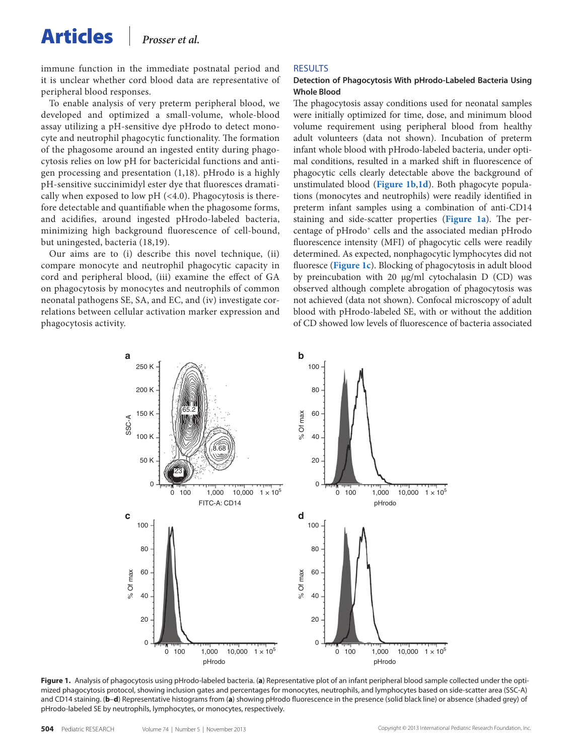immune function in the immediate postnatal period and it is unclear whether cord blood data are representative of peripheral blood responses.

To enable analysis of very preterm peripheral blood, we developed and optimized a small-volume, whole-blood assay utilizing a pH-sensitive dye pHrodo to detect monocyte and neutrophil phagocytic functionality. The formation of the phagosome around an ingested entity during phagocytosis relies on low pH for bactericidal functions and antigen processing and presentation (1,18). pHrodo is a highly pH-sensitive succinimidyl ester dye that fluoresces dramatically when exposed to low pH (<4.0). Phagocytosis is therefore detectable and quantifiable when the phagosome forms, and acidifies, around ingested pHrodo-labeled bacteria, minimizing high background fluorescence of cell-bound, but uningested, bacteria (18,19).

Our aims are to (i) describe this novel technique, (ii) compare monocyte and neutrophil phagocytic capacity in cord and peripheral blood, (iii) examine the effect of GA on phagocytosis by monocytes and neutrophils of common neonatal pathogens SE, SA, and EC, and (iv) investigate correlations between cellular activation marker expression and phagocytosis activity.

## RESULTS

### Detection of Phagocytosis With pHrodo-Labeled Bacteria Using Whole Blood

The phagocytosis assay conditions used for neonatal samples were initially optimized for time, dose, and minimum blood volume requirement using peripheral blood from healthy adult volunteers (data not shown). Incubation of preterm infant whole blood with pHrodo-labeled bacteria, under optimal conditions, resulted in a marked shift in fluorescence of phagocytic cells clearly detectable above the background of unstimulated blood (**Figure 1b**,**1d**). Both phagocyte populations (monocytes and neutrophils) were readily identified in preterm infant samples using a combination of anti-CD14 staining and side-scatter properties (**Figure 1a**). The percentage of pHrodo$^+$ cells and the associated median pHrodo fluorescence intensity (MFI) of phagocytic cells were readily determined. As expected, nonphagocytic lymphocytes did not fluoresce (**Figure 1c**). Blocking of phagocytosis in adult blood by preincubation with 20 μg/ml cytochalasin D (CD) was observed although complete abrogation of phagocytosis was not achieved (data not shown). Confocal microscopy of adult blood with pHrodo-labeled SE, with or without the addition of CD showed low levels of fluorescence of bacteria associated

**Figure 1.** Analysis of phagocytosis using pHrodo-labeled bacteria. (**a**) Representative plot of an infant peripheral blood sample collected under the optimized phagocytosis protocol, showing inclusion gates and percentages for monocytes, neutrophils, and lymphocytes based on side-scatter area (SSC-A) and CD14 staining. (**b**–**d**) Representative histograms from (**a**) showing pHrodo fluorescence in the presence (solid black line) or absence (shaded grey) of pHrodo-labeled SE by neutrophils, lymphocytes, or monocytes, respectively.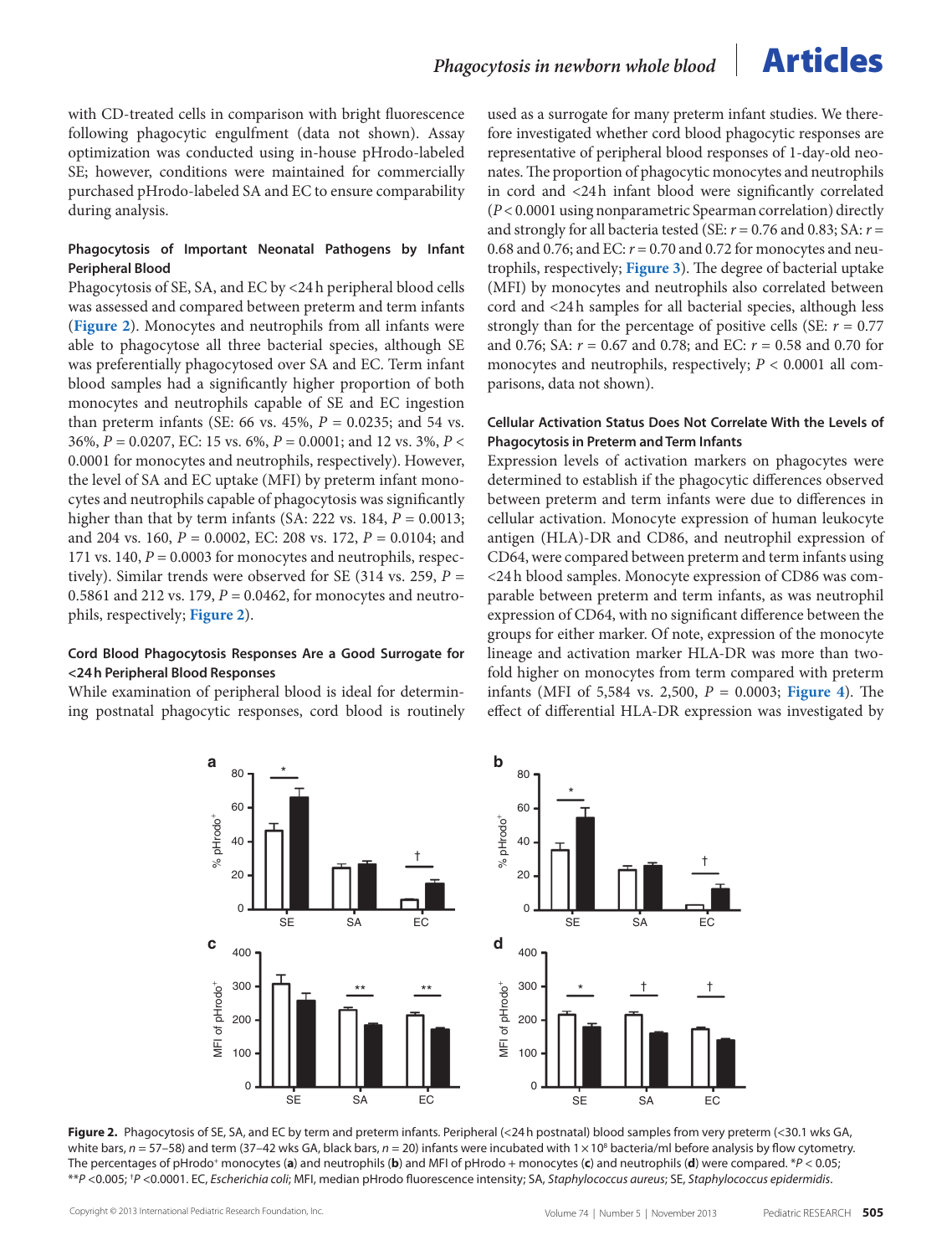with CD-treated cells in comparison with bright fluorescence following phagocytic engulfment (data not shown). Assay optimization was conducted using in-house pHrodo-labeled SE; however, conditions were maintained for commercially purchased pHrodo-labeled SA and EC to ensure comparability during analysis.

### Phagocytosis of Important Neonatal Pathogens by Infant Peripheral Blood

Phagocytosis of SE, SA, and EC by <24 h peripheral blood cells was assessed and compared between preterm and term infants (**Figure 2**). Monocytes and neutrophils from all infants were able to phagocytose all three bacterial species, although SE was preferentially phagocytosed over SA and EC. Term infant blood samples had a significantly higher proportion of both monocytes and neutrophils capable of SE and EC ingestion than preterm infants (SE: 66 vs. 45%, $P = 0.0235$; and 54 vs. 36%, $P = 0.0207$, EC: 15 vs. 6%, $P = 0.0001$; and 12 vs. 3%, $P < 0.0001$ for monocytes and neutrophils, respectively). However, the level of SA and EC uptake (MFI) by preterm infant monocytes and neutrophils capable of phagocytosis was significantly higher than that by term infants (SA: 222 vs. 184, $P = 0.0013$; and 204 vs. 160, $P = 0.0002$, EC: 208 vs. 172, $P = 0.0104$; and 171 vs. 140, $P = 0.0003$ for monocytes and neutrophils, respectively). Similar trends were observed for SE (314 vs. 259, $P = 0.5861$ and 212 vs. 179, $P = 0.0462$, for monocytes and neutrophils, respectively; **Figure 2**).

### Cord Blood Phagocytosis Responses Are a Good Surrogate for <24 h Peripheral Blood Responses

While examination of peripheral blood is ideal for determining postnatal phagocytic responses, cord blood is routinely used as a surrogate for many preterm infant studies. We therefore investigated whether cord blood phagocytic responses are representative of peripheral blood responses of 1-day-old neonates. The proportion of phagocytic monocytes and neutrophils in cord and <24 h infant blood were significantly correlated ($P < 0.0001$ using nonparametric Spearman correlation) directly and strongly for all bacteria tested (SE: $r = 0.76$ and 0.83; SA: $r = 0.68$ and 0.76; and EC: $r = 0.70$ and 0.72 for monocytes and neutrophils, respectively; **Figure 3**). The degree of bacterial uptake (MFI) by monocytes and neutrophils also correlated between cord and <24 h samples for all bacterial species, although less strongly than for the percentage of positive cells (SE: $r = 0.77$ and 0.76; SA: $r = 0.67$ and 0.78; and EC: $r = 0.58$ and 0.70 for monocytes and neutrophils, respectively; $P < 0.0001$ all comparisons, data not shown).

### Cellular Activation Status Does Not Correlate With the Levels of Phagocytosis in Preterm and Term Infants

Expression levels of activation markers on phagocytes were determined to establish if the phagocytic differences observed between preterm and term infants were due to differences in cellular activation. Monocyte expression of human leukocyte antigen (HLA)-DR and CD86, and neutrophil expression of CD64, were compared between preterm and term infants using <24 h blood samples. Monocyte expression of CD86 was comparable between preterm and term infants, as was neutrophil expression of CD64, with no significant difference between the groups for either marker. Of note, expression of the monocyte lineage and activation marker HLA-DR was more than two-fold higher on monocytes from term compared with preterm infants (MFI of 5,584 vs. 2,500, $P = 0.0003$; **Figure 4**). The effect of differential HLA-DR expression was investigated by

**Figure 2.** Phagocytosis of SE, SA, and EC by term and preterm infants. Peripheral (<24 h postnatal) blood samples from very preterm (<30.1 wks GA, white bars, $n = 57–58$) and term (37–42 wks GA, black bars, $n = 20$) infants were incubated with $1 \times 10^8$ bacteria/ml before analysis by flow cytometry. The percentages of pHrodo$^+$ monocytes (**a**) and neutrophils (**b**) and MFI of pHrodo + monocytes (**c**) and neutrophils (**d**) were compared. *$P < 0.05$; **$P$ <0.005; †$P$ <0.0001. EC, *Escherichia coli*; MFI, median pHrodo fluorescence intensity; SA, *Staphylococcus aureus*; SE, *Staphylococcus epidermidis*.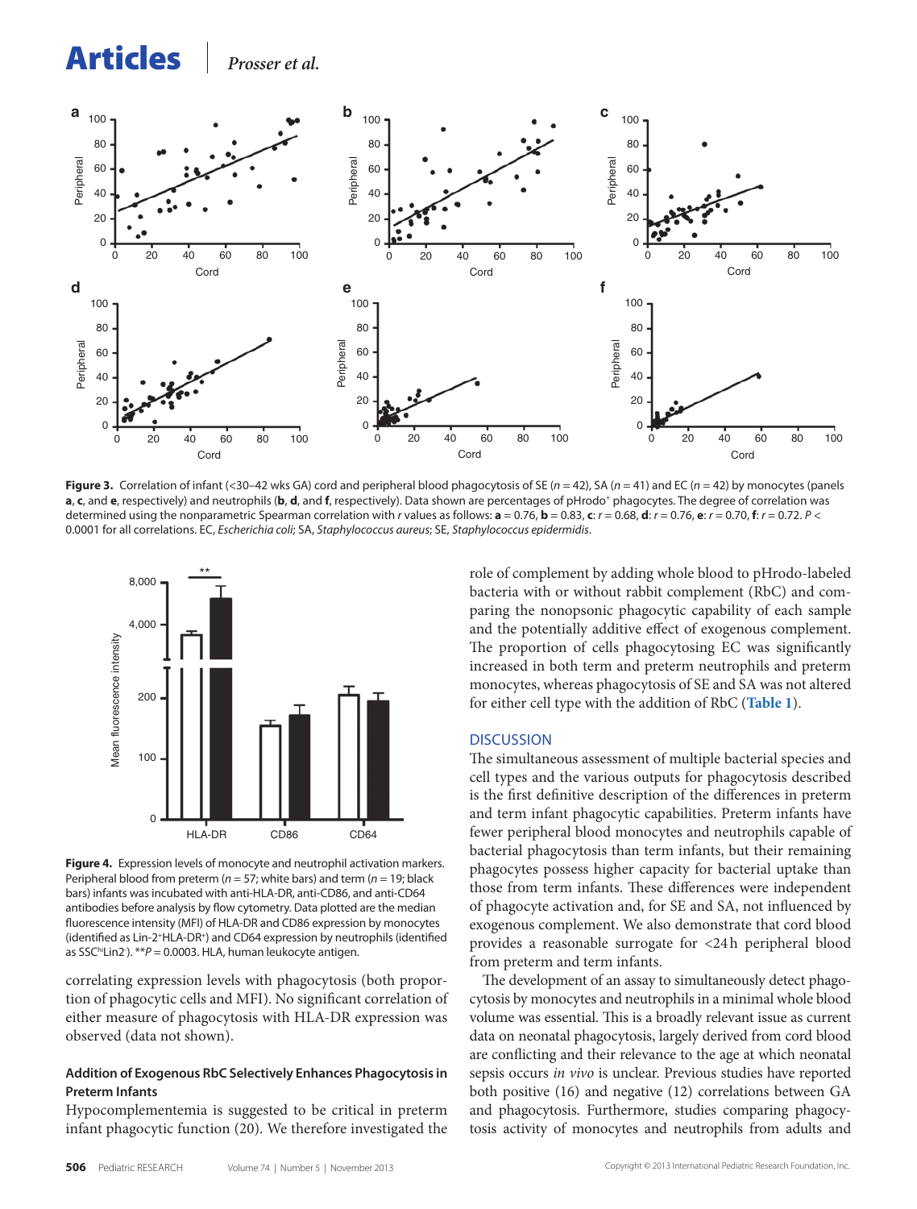**Figure 3.** Correlation of infant (<30–42 wks GA) cord and peripheral blood phagocytosis of SE ($n = 42$), SA ($n = 41$) and EC ($n = 42$) by monocytes (panels **a**, **c**, and **e**, respectively) and neutrophils (**b**, **d**, and **f**, respectively). Data shown are percentages of pHrodo⁺ phagocytes. The degree of correlation was determined using the nonparametric Spearman correlation with $r$ values as follows: **a** = 0.76, **b** = 0.83, **c**: $r = 0.68$, **d**: $r = 0.76$, **e**: $r = 0.70$, **f**: $r = 0.72$. $P < 0.0001$ for all correlations. EC, *Escherichia coli*; SA, *Staphylococcus aureus*; SE, *Staphylococcus epidermidis*.

**Figure 4.** Expression levels of monocyte and neutrophil activation markers. Peripheral blood from preterm ($n = 57$; white bars) and term ($n = 19$; black bars) infants was incubated with anti-HLA-DR, anti-CD86, and anti-CD64 antibodies before analysis by flow cytometry. Data plotted are the median fluorescence intensity (MFI) of HLA-DR and CD86 expression by monocytes (identified as $Lin\text{-}2^{+}HLA\text{-}DR^{+}$) and CD64 expression by neutrophils (identified as $SSC^{hi}Lin2^{-}$). $^{**}P = 0.0003$. HLA, human leukocyte antigen.

correlating expression levels with phagocytosis (both proportion of phagocytic cells and MFI). No significant correlation of either measure of phagocytosis with HLA-DR expression was observed (data not shown).

### Addition of Exogenous RbC Selectively Enhances Phagocytosis in Preterm Infants

Hypocomplementemia is suggested to be critical in preterm infant phagocytic function (20). We therefore investigated the role of complement by adding whole blood to pHrodo-labeled bacteria with or without rabbit complement (RbC) and comparing the nonopsonic phagocytic capability of each sample and the potentially additive effect of exogenous complement. The proportion of cells phagocytosing EC was significantly increased in both term and preterm neutrophils and preterm monocytes, whereas phagocytosis of SE and SA was not altered for either cell type with the addition of RbC (**Table 1**).

## DISCUSSION

The simultaneous assessment of multiple bacterial species and cell types and the various outputs for phagocytosis described is the first definitive description of the differences in preterm and term infant phagocytic capabilities. Preterm infants have fewer peripheral blood monocytes and neutrophils capable of bacterial phagocytosis than term infants, but their remaining phagocytes possess higher capacity for bacterial uptake than those from term infants. These differences were independent of phagocyte activation and, for SE and SA, not influenced by exogenous complement. We also demonstrate that cord blood provides a reasonable surrogate for <24 h peripheral blood from preterm and term infants.

The development of an assay to simultaneously detect phagocytosis by monocytes and neutrophils in a minimal whole blood volume was essential. This is a broadly relevant issue as current data on neonatal phagocytosis, largely derived from cord blood are conflicting and their relevance to the age at which neonatal sepsis occurs *in vivo* is unclear. Previous studies have reported both positive (16) and negative (12) correlations between GA and phagocytosis. Furthermore, studies comparing phagocytosis activity of monocytes and neutrophils from adults and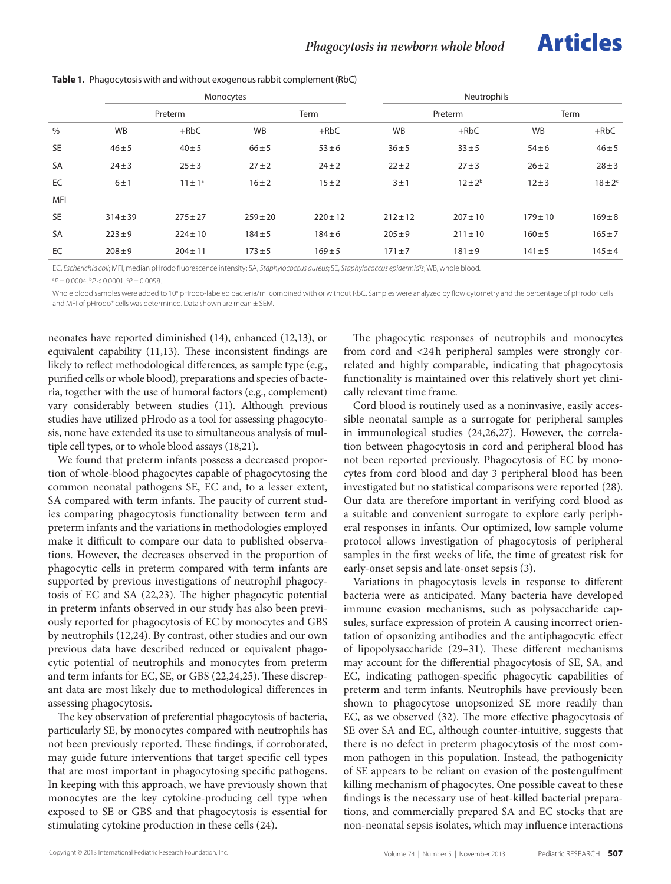**Table 1.** Phagocytosis with and without exogenous rabbit complement (RbC)

| | Monocytes | | | | Neutrophils | | | |
|---|---|---|---|---|---|---|---|---|
| | Preterm | | Term | | Preterm | | Term | |
| % | WB | +RbC | WB | +RbC | WB | +RbC | WB | +RbC |
| SE | 46 ± 5 | 40 ± 5 | 66 ± 5 | 53 ± 6 | 36 ± 5 | 33 ± 5 | 54 ± 6 | 46 ± 5 |
| SA | 24 ± 3 | 25 ± 3 | 27 ± 2 | 24 ± 2 | 22 ± 2 | 27 ± 3 | 26 ± 2 | 28 ± 3 |
| EC | 6 ± 1 | 11 ± 1[a] | 16 ± 2 | 15 ± 2 | 3 ± 1 | 12 ± 2[b] | 12 ± 3 | 18 ± 2[c] |
| MFI | | | | | | | | |
| SE | 314 ± 39 | 275 ± 27 | 259 ± 20 | 220 ± 12 | 212 ± 12 | 207 ± 10 | 179 ± 10 | 169 ± 8 |
| SA | 223 ± 9 | 224 ± 10 | 184 ± 5 | 184 ± 6 | 205 ± 9 | 211 ± 10 | 160 ± 5 | 165 ± 7 |
| EC | 208 ± 9 | 204 ± 11 | 173 ± 5 | 169 ± 5 | 171 ± 7 | 181 ± 9 | 141 ± 5 | 145 ± 4 |

EC, *Escherichia coli*; MFI, median pHrodo fluorescence intensity; SA, *Staphylococcus aureus*; SE, *Staphylococcus epidermidis*; WB, whole blood.

[a]$P = 0.0004$. [b]$P < 0.0001$. [c]$P = 0.0058$.

Whole blood samples were added to $10^8$ pHrodo-labeled bacteria/ml combined with or without RbC. Samples were analyzed by flow cytometry and the percentage of pHrodo⁺ cells and MFI of pHrodo⁺ cells was determined. Data shown are mean ± SEM.

neonates have reported diminished (14), enhanced (12,13), or equivalent capability (11,13). These inconsistent findings are likely to reflect methodological differences, as sample type (e.g., purified cells or whole blood), preparations and species of bacteria, together with the use of humoral factors (e.g., complement) vary considerably between studies (11). Although previous studies have utilized pHrodo as a tool for assessing phagocytosis, none have extended its use to simultaneous analysis of multiple cell types, or to whole blood assays (18,21).

We found that preterm infants possess a decreased proportion of whole-blood phagocytes capable of phagocytosing the common neonatal pathogens SE, EC and, to a lesser extent, SA compared with term infants. The paucity of current studies comparing phagocytosis functionality between term and preterm infants and the variations in methodologies employed make it difficult to compare our data to published observations. However, the decreases observed in the proportion of phagocytic cells in preterm compared with term infants are supported by previous investigations of neutrophil phagocytosis of EC and SA (22,23). The higher phagocytic potential in preterm infants observed in our study has also been previously reported for phagocytosis of EC by monocytes and GBS by neutrophils (12,24). By contrast, other studies and our own previous data have described reduced or equivalent phagocytic potential of neutrophils and monocytes from preterm and term infants for EC, SE, or GBS (22,24,25). These discrepant data are most likely due to methodological differences in assessing phagocytosis.

The key observation of preferential phagocytosis of bacteria, particularly SE, by monocytes compared with neutrophils has not been previously reported. These findings, if corroborated, may guide future interventions that target specific cell types that are most important in phagocytosing specific pathogens. In keeping with this approach, we have previously shown that monocytes are the key cytokine-producing cell type when exposed to SE or GBS and that phagocytosis is essential for stimulating cytokine production in these cells (24).

The phagocytic responses of neutrophils and monocytes from cord and <24 h peripheral samples were strongly correlated and highly comparable, indicating that phagocytosis functionality is maintained over this relatively short yet clinically relevant time frame.

Cord blood is routinely used as a noninvasive, easily accessible neonatal sample as a surrogate for peripheral samples in immunological studies (24,26,27). However, the correlation between phagocytosis in cord and peripheral blood has not been reported previously. Phagocytosis of EC by monocytes from cord blood and day 3 peripheral blood has been investigated but no statistical comparisons were reported (28). Our data are therefore important in verifying cord blood as a suitable and convenient surrogate to explore early peripheral responses in infants. Our optimized, low sample volume protocol allows investigation of phagocytosis of peripheral samples in the first weeks of life, the time of greatest risk for early-onset sepsis and late-onset sepsis (3).

Variations in phagocytosis levels in response to different bacteria were as anticipated. Many bacteria have developed immune evasion mechanisms, such as polysaccharide capsules, surface expression of protein A causing incorrect orientation of opsonizing antibodies and the antiphagocytic effect of lipopolysaccharide (29–31). These different mechanisms may account for the differential phagocytosis of SE, SA, and EC, indicating pathogen-specific phagocytic capabilities of preterm and term infants. Neutrophils have previously been shown to phagocytose unopsonized SE more readily than EC, as we observed (32). The more effective phagocytosis of SE over SA and EC, although counter-intuitive, suggests that there is no defect in preterm phagocytosis of the most common pathogen in this population. Instead, the pathogenicity of SE appears to be reliant on evasion of the postengulfment killing mechanism of phagocytes. One possible caveat to these findings is the necessary use of heat-killed bacterial preparations, and commercially prepared SA and EC stocks that are non-neonatal sepsis isolates, which may influence interactions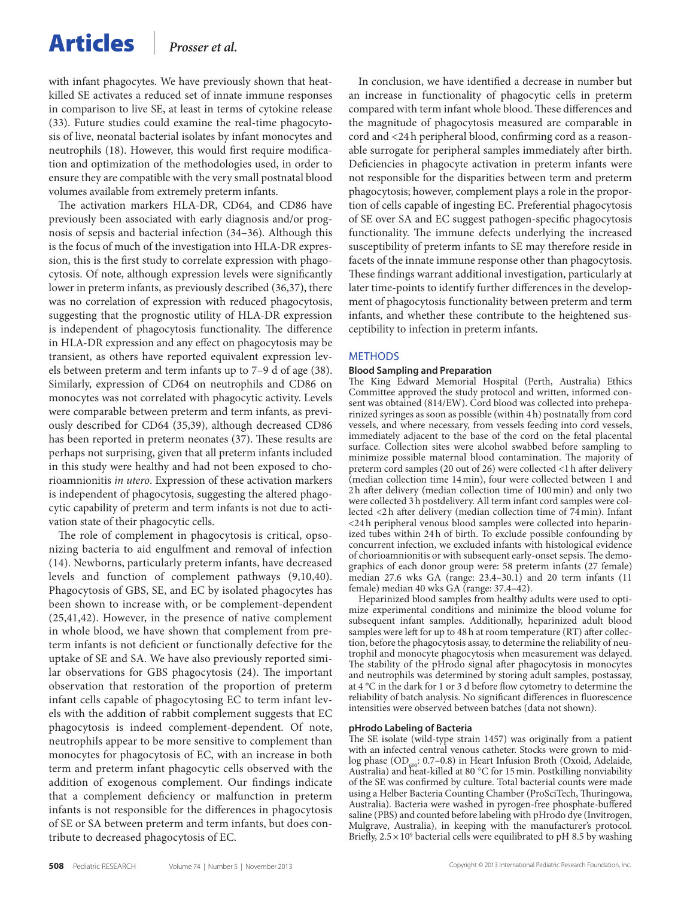with infant phagocytes. We have previously shown that heat-killed SE activates a reduced set of innate immune responses in comparison to live SE, at least in terms of cytokine release (33). Future studies could examine the real-time phagocytosis of live, neonatal bacterial isolates by infant monocytes and neutrophils (18). However, this would first require modification and optimization of the methodologies used, in order to ensure they are compatible with the very small postnatal blood volumes available from extremely preterm infants.

The activation markers HLA-DR, CD64, and CD86 have previously been associated with early diagnosis and/or prognosis of sepsis and bacterial infection (34–36). Although this is the focus of much of the investigation into HLA-DR expression, this is the first study to correlate expression with phagocytosis. Of note, although expression levels were significantly lower in preterm infants, as previously described (36,37), there was no correlation of expression with reduced phagocytosis, suggesting that the prognostic utility of HLA-DR expression is independent of phagocytosis functionality. The difference in HLA-DR expression and any effect on phagocytosis may be transient, as others have reported equivalent expression levels between preterm and term infants up to 7–9 d of age (38). Similarly, expression of CD64 on neutrophils and CD86 on monocytes was not correlated with phagocytic activity. Levels were comparable between preterm and term infants, as previously described for CD64 (35,39), although decreased CD86 has been reported in preterm neonates (37). These results are perhaps not surprising, given that all preterm infants included in this study were healthy and had not been exposed to chorioamnionitis *in utero*. Expression of these activation markers is independent of phagocytosis, suggesting the altered phagocytic capability of preterm and term infants is not due to activation state of their phagocytic cells.

The role of complement in phagocytosis is critical, opsonizing bacteria to aid engulfment and removal of infection (14). Newborns, particularly preterm infants, have decreased levels and function of complement pathways (9,10,40). Phagocytosis of GBS, SE, and EC by isolated phagocytes has been shown to increase with, or be complement-dependent (25,41,42). However, in the presence of native complement in whole blood, we have shown that complement from preterm infants is not deficient or functionally defective for the uptake of SE and SA. We have also previously reported similar observations for GBS phagocytosis (24). The important observation that restoration of the proportion of preterm infant cells capable of phagocytosing EC to term infant levels with the addition of rabbit complement suggests that EC phagocytosis is indeed complement-dependent. Of note, neutrophils appear to be more sensitive to complement than monocytes for phagocytosis of EC, with an increase in both term and preterm infant phagocytic cells observed with the addition of exogenous complement. Our findings indicate that a complement deficiency or malfunction in preterm infants is not responsible for the differences in phagocytosis of SE or SA between preterm and term infants, but does contribute to decreased phagocytosis of EC.

In conclusion, we have identified a decrease in number but an increase in functionality of phagocytic cells in preterm compared with term infant whole blood. These differences and the magnitude of phagocytosis measured are comparable in cord and <24 h peripheral blood, confirming cord as a reasonable surrogate for peripheral samples immediately after birth. Deficiencies in phagocyte activation in preterm infants were not responsible for the disparities between term and preterm phagocytosis; however, complement plays a role in the proportion of cells capable of ingesting EC. Preferential phagocytosis of SE over SA and EC suggest pathogen-specific phagocytosis functionality. The immune defects underlying the increased susceptibility of preterm infants to SE may therefore reside in facets of the innate immune response other than phagocytosis. These findings warrant additional investigation, particularly at later time-points to identify further differences in the development of phagocytosis functionality between preterm and term infants, and whether these contribute to the heightened susceptibility to infection in preterm infants.

## METHODS

### Blood Sampling and Preparation

The King Edward Memorial Hospital (Perth, Australia) Ethics Committee approved the study protocol and written, informed consent was obtained (814/EW). Cord blood was collected into preheparinized syringes as soon as possible (within 4 h) postnatally from cord vessels, and where necessary, from vessels feeding into cord vessels, immediately adjacent to the base of the cord on the fetal placental surface. Collection sites were alcohol swabbed before sampling to minimize possible maternal blood contamination. The majority of preterm cord samples (20 out of 26) were collected <1 h after delivery (median collection time 14 min), four were collected between 1 and 2 h after delivery (median collection time of 100 min) and only two were collected 3 h postdelivery. All term infant cord samples were collected <2 h after delivery (median collection time of 74 min). Infant <24 h peripheral venous blood samples were collected into heparinized tubes within 24 h of birth. To exclude possible confounding by concurrent infection, we excluded infants with histological evidence of chorioamnionitis or with subsequent early-onset sepsis. The demographics of each donor group were: 58 preterm infants (27 female) median 27.6 wks GA (range: 23.4–30.1) and 20 term infants (11 female) median 40 wks GA (range: 37.4–42).

Heparinized blood samples from healthy adults were used to optimize experimental conditions and minimize the blood volume for subsequent infant samples. Additionally, heparinized adult blood samples were left for up to 48 h at room temperature (RT) after collection, before the phagocytosis assay, to determine the reliability of neutrophil and monocyte phagocytosis when measurement was delayed. The stability of the pHrodo signal after phagocytosis in monocytes and neutrophils was determined by storing adult samples, postassay, at 4 °C in the dark for 1 or 3 d before flow cytometry to determine the reliability of batch analysis. No significant differences in fluorescence intensities were observed between batches (data not shown).

### pHrodo Labeling of Bacteria

The SE isolate (wild-type strain 1457) was originally from a patient with an infected central venous catheter. Stocks were grown to mid-log phase ($OD_{600}$: 0.7–0.8) in Heart Infusion Broth (Oxoid, Adelaide, Australia) and heat-killed at 80 °C for 15 min. Postkilling nonviability of the SE was confirmed by culture. Total bacterial counts were made using a Helber Bacteria Counting Chamber (ProSciTech, Thuringowa, Australia). Bacteria were washed in pyrogen-free phosphate-buffered saline (PBS) and counted before labeling with pHrodo dye (Invitrogen, Mulgrave, Australia), in keeping with the manufacturer's protocol. Briefly, $2.5 \times 10^9$ bacterial cells were equilibrated to pH 8.5 by washing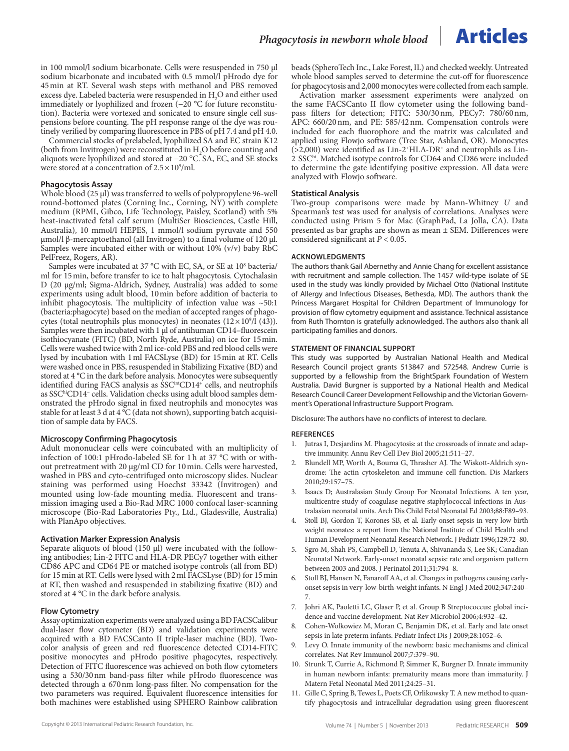in 100 mmol/l sodium bicarbonate. Cells were resuspended in 750 µl sodium bicarbonate and incubated with 0.5 mmol/l pHrodo dye for 45 min at RT. Several wash steps with methanol and PBS removed excess dye. Labeled bacteria were resuspended in $H_2O$ and either used immediately or lyophilized and frozen (−20 °C for future reconstitution). Bacteria were vortexed and sonicated to ensure single cell suspensions before counting. The pH response range of the dye was routinely verified by comparing fluorescence in PBS of pH 7.4 and pH 4.0.

Commercial stocks of prelabeled, lyophilized SA and EC strain K12 (both from Invitrogen) were reconstituted in $H_2O$ before counting and aliquots were lyophilized and stored at −20 °C. SA, EC, and SE stocks were stored at a concentration of $2.5 \times 10^9$/ml.

### Phagocytosis Assay

Whole blood (25 µl) was transferred to wells of polypropylene 96-well round-bottomed plates (Corning Inc., Corning, NY) with complete medium (RPMI, Gibco, Life Technology, Paisley, Scotland) with 5% heat-inactivated fetal calf serum (MultiSer Biosciences, Castle Hill, Australia), 10 mmol/l HEPES, 1 mmol/l sodium pyruvate and 550 µmol/l β-mercaptoethanol (all Invitrogen) to a final volume of 120 µl. Samples were incubated either with or without 10% (v/v) baby RbC PelFreez, Rogers, AR).

Samples were incubated at 37 °C with EC, SA, or SE at $10^8$ bacteria/ml for 15 min, before transfer to ice to halt phagocytosis. Cytochalasin D (20 µg/ml; Sigma-Aldrich, Sydney, Australia) was added to some experiments using adult blood, 10 min before addition of bacteria to inhibit phagocytosis. The multiplicity of infection value was ~50:1 (bacteria:phagocyte) based on the median of accepted ranges of phagocytes (total neutrophils plus monocytes) in neonates ($12 \times 10^9$/l (43)). Samples were then incubated with 1 µl of antihuman CD14–fluorescein isothiocyanate (FITC) (BD, North Ryde, Australia) on ice for 15 min. Cells were washed twice with 2 ml ice-cold PBS and red blood cells were lysed by incubation with 1 ml FACSLyse (BD) for 15 min at RT. Cells were washed once in PBS, resuspended in Stabilizing Fixative (BD) and stored at 4 °C in the dark before analysis. Monocytes were subsequently identified during FACS analysis as $SSC^{int}CD14^{+}$ cells, and neutrophils as $SSC^{hi}CD14^{-}$ cells. Validation checks using adult blood samples demonstrated the pHrodo signal in fixed neutrophils and monocytes was stable for at least 3 d at 4 °C (data not shown), supporting batch acquisition of sample data by FACS.

### Microscopy Confirming Phagocytosis

Adult mononuclear cells were coincubated with an multiplicity of infection of 100:1 pHrodo-labeled SE for 1 h at 37 °C with or without pretreatment with 20 µg/ml CD for 10 min. Cells were harvested, washed in PBS and cyto-centrifuged onto microscopy slides. Nuclear staining was performed using Hoechst 33342 (Invitrogen) and mounted using low-fade mounting media. Fluorescent and transmission imaging used a Bio-Rad MRC 1000 confocal laser-scanning microscope (Bio-Rad Laboratories Pty., Ltd., Gladesville, Australia) with PlanApo objectives.

### Activation Marker Expression Analysis

Separate aliquots of blood (150 µl) were incubated with the following antibodies; Lin-2 FITC and HLA-DR PECy7 together with either CD86 APC and CD64 PE or matched isotype controls (all from BD) for 15 min at RT. Cells were lysed with 2 ml FACSLyse (BD) for 15 min at RT, then washed and resuspended in stabilizing fixative (BD) and stored at 4 °C in the dark before analysis.

### Flow Cytometry

Assay optimization experiments were analyzed using a BD FACSCalibur dual-laser flow cytometer (BD) and validation experiments were acquired with a BD FACSCanto II triple-laser machine (BD). Two-color analysis of green and red fluorescence detected CD14-FITC positive monocytes and pHrodo positive phagocytes, respectively. Detection of FITC fluorescence was achieved on both flow cytometers using a 530/30 nm band-pass filter while pHrodo fluorescence was detected through a 670 nm long-pass filter. No compensation for the two parameters was required. Equivalent fluorescence intensities for both machines were established using SPHERO Rainbow calibration beads (SpheroTech Inc., Lake Forest, IL) and checked weekly. Untreated whole blood samples served to determine the cut-off for fluorescence for phagocytosis and 2,000 monocytes were collected from each sample.

Activation marker assessment experiments were analyzed on the same FACSCanto II flow cytometer using the following band-pass filters for detection; FITC: 530/30 nm, PECy7: 780/60 nm, APC: 660/20 nm, and PE: 585/42 nm. Compensation controls were included for each fluorophore and the matrix was calculated and applied using Flowjo software (Tree Star, Ashland, OR). Monocytes (>2,000) were identified as $Lin\text{-}2^{+}HLA\text{-}DR^{+}$ and neutrophils as $Lin\text{-}2^{-}SSC^{hi}$. Matched isotype controls for CD64 and CD86 were included to determine the gate identifying positive expression. All data were analyzed with Flowjo software.

### Statistical Analysis

Two-group comparisons were made by Mann-Whitney *U* and Spearman's test was used for analysis of correlations. Analyses were conducted using Prism 5 for Mac (GraphPad, La Jolla, CA). Data presented as bar graphs are shown as mean ± SEM. Differences were considered significant at $P < 0.05$.

### ACKNOWLEDGMENTS

The authors thank Gail Abernethy and Annie Chang for excellent assistance with recruitment and sample collection. The 1457 wild-type isolate of SE used in the study was kindly provided by Michael Otto (National Institute of Allergy and Infectious Diseases, Bethesda, MD). The authors thank the Princess Margaret Hospital for Children Department of Immunology for provision of flow cytometry equipment and assistance. Technical assistance from Ruth Thornton is gratefully acknowledged. The authors also thank all participating families and donors.

### STATEMENT OF FINANCIAL SUPPORT

This study was supported by Australian National Health and Medical Research Council project grants 513847 and 572548. Andrew Currie is supported by a fellowship from the BrightSpark Foundation of Western Australia. David Burgner is supported by a National Health and Medical Research Council Career Development Fellowship and the Victorian Government's Operational Infrastructure Support Program.

Disclosure: The authors have no conflicts of interest to declare.

### REFERENCES

1. Jutras I, Desjardins M. Phagocytosis: at the crossroads of innate and adaptive immunity. Annu Rev Cell Dev Biol 2005;21:511–27.
2. Blundell MP, Worth A, Bouma G, Thrasher AJ. The Wiskott-Aldrich syndrome: The actin cytoskeleton and immune cell function. Dis Markers 2010;29:157–75.
3. Isaacs D; Australasian Study Group For Neonatal Infections. A ten year, multicentre study of coagulase negative staphylococcal infections in Australasian neonatal units. Arch Dis Child Fetal Neonatal Ed 2003;88:F89–93.
4. Stoll BJ, Gordon T, Korones SB, et al. Early-onset sepsis in very low birth weight neonates: a report from the National Institute of Child Health and Human Development Neonatal Research Network. J Pediatr 1996;129:72–80.
5. Sgro M, Shah PS, Campbell D, Tenuta A, Shivananda S, Lee SK; Canadian Neonatal Network. Early-onset neonatal sepsis: rate and organism pattern between 2003 and 2008. J Perinatol 2011;31:794–8.
6. Stoll BJ, Hansen N, Fanaroff AA, et al. Changes in pathogens causing early-onset sepsis in very-low-birth-weight infants. N Engl J Med 2002;347:240–7.
7. Johri AK, Paoletti LC, Glaser P, et al. Group B Streptococcus: global incidence and vaccine development. Nat Rev Microbiol 2006;4:932–42.
8. Cohen-Wolkowiez M, Moran C, Benjamin DK, et al. Early and late onset sepsis in late preterm infants. Pediatr Infect Dis J 2009;28:1052–6.
9. Levy O. Innate immunity of the newborn: basic mechanisms and clinical correlates. Nat Rev Immunol 2007;7:379–90.
10. Strunk T, Currie A, Richmond P, Simmer K, Burgner D. Innate immunity in human newborn infants: prematurity means more than immaturity. J Matern Fetal Neonatal Med 2011;24:25–31.
11. Gille C, Spring B, Tewes L, Poets CF, Orlikowsky T. A new method to quantify phagocytosis and intracellular degradation using green fluorescent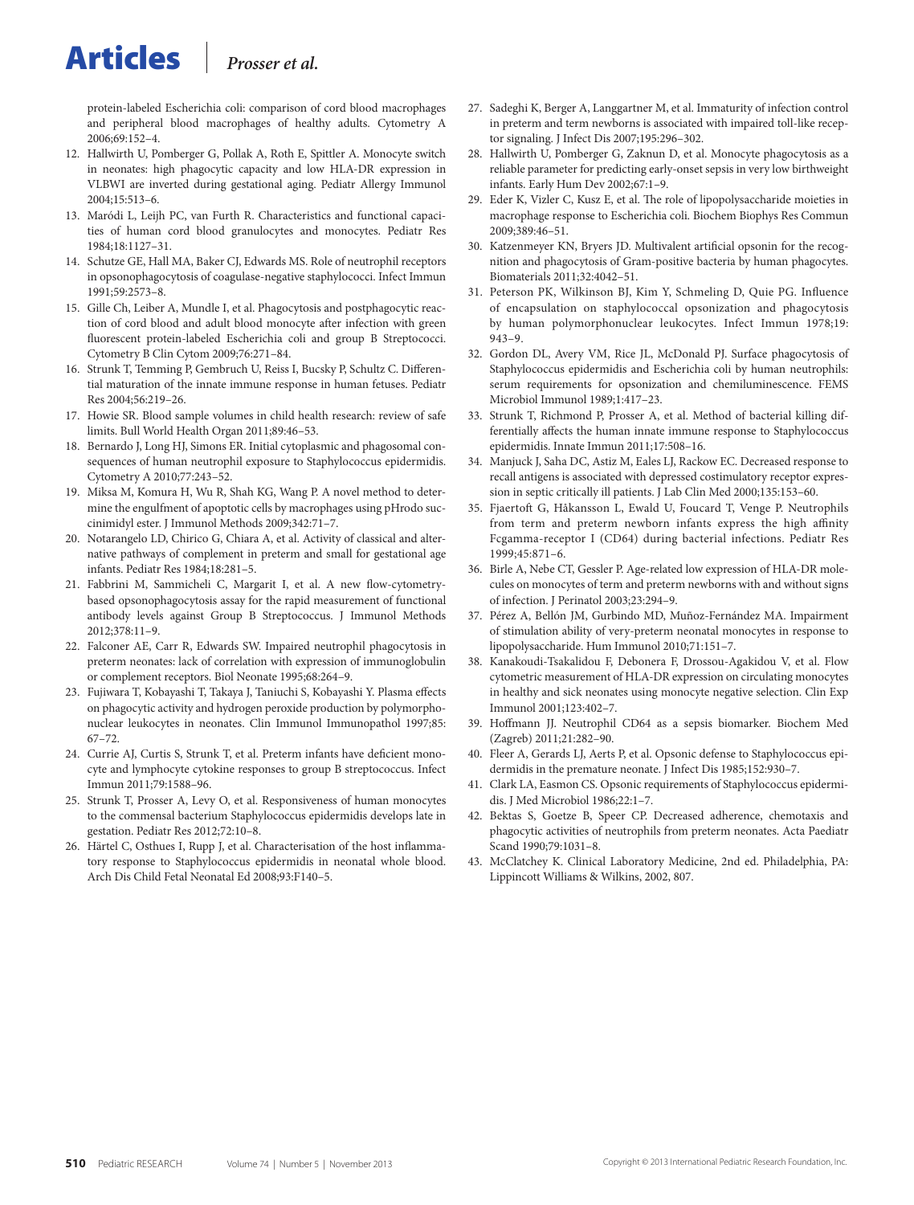protein-labeled Escherichia coli: comparison of cord blood macrophages and peripheral blood macrophages of healthy adults. Cytometry A 2006;69:152–4.

12. Hallwirth U, Pomberger G, Pollak A, Roth E, Spittler A. Monocyte switch in neonates: high phagocytic capacity and low HLA-DR expression in VLBWI are inverted during gestational aging. Pediatr Allergy Immunol 2004;15:513–6.
13. Maródi L, Leijh PC, van Furth R. Characteristics and functional capacities of human cord blood granulocytes and monocytes. Pediatr Res 1984;18:1127–31.
14. Schutze GE, Hall MA, Baker CJ, Edwards MS. Role of neutrophil receptors in opsonophagocytosis of coagulase-negative staphylococci. Infect Immun 1991;59:2573–8.
15. Gille Ch, Leiber A, Mundle I, et al. Phagocytosis and postphagocytic reaction of cord blood and adult blood monocyte after infection with green fluorescent protein-labeled Escherichia coli and group B Streptococci. Cytometry B Clin Cytom 2009;76:271–84.
16. Strunk T, Temming P, Gembruch U, Reiss I, Bucsky P, Schultz C. Differential maturation of the innate immune response in human fetuses. Pediatr Res 2004;56:219–26.
17. Howie SR. Blood sample volumes in child health research: review of safe limits. Bull World Health Organ 2011;89:46–53.
18. Bernardo J, Long HJ, Simons ER. Initial cytoplasmic and phagosomal consequences of human neutrophil exposure to Staphylococcus epidermidis. Cytometry A 2010;77:243–52.
19. Miksa M, Komura H, Wu R, Shah KG, Wang P. A novel method to determine the engulfment of apoptotic cells by macrophages using pHrodo succinimidyl ester. J Immunol Methods 2009;342:71–7.
20. Notarangelo LD, Chirico G, Chiara A, et al. Activity of classical and alternative pathways of complement in preterm and small for gestational age infants. Pediatr Res 1984;18:281–5.
21. Fabbrini M, Sammicheli C, Margarit I, et al. A new flow-cytometry-based opsonophagocytosis assay for the rapid measurement of functional antibody levels against Group B Streptococcus. J Immunol Methods 2012;378:11–9.
22. Falconer AE, Carr R, Edwards SW. Impaired neutrophil phagocytosis in preterm neonates: lack of correlation with expression of immunoglobulin or complement receptors. Biol Neonate 1995;68:264–9.
23. Fujiwara T, Kobayashi T, Takaya J, Taniuchi S, Kobayashi Y. Plasma effects on phagocytic activity and hydrogen peroxide production by polymorphonuclear leukocytes in neonates. Clin Immunol Immunopathol 1997;85: 67–72.
24. Currie AJ, Curtis S, Strunk T, et al. Preterm infants have deficient monocyte and lymphocyte cytokine responses to group B streptococcus. Infect Immun 2011;79:1588–96.
25. Strunk T, Prosser A, Levy O, et al. Responsiveness of human monocytes to the commensal bacterium Staphylococcus epidermidis develops late in gestation. Pediatr Res 2012;72:10–8.
26. Härtel C, Osthues I, Rupp J, et al. Characterisation of the host inflammatory response to Staphylococcus epidermidis in neonatal whole blood. Arch Dis Child Fetal Neonatal Ed 2008;93:F140–5.
27. Sadeghi K, Berger A, Langgartner M, et al. Immaturity of infection control in preterm and term newborns is associated with impaired toll-like receptor signaling. J Infect Dis 2007;195:296–302.
28. Hallwirth U, Pomberger G, Zaknun D, et al. Monocyte phagocytosis as a reliable parameter for predicting early-onset sepsis in very low birthweight infants. Early Hum Dev 2002;67:1–9.
29. Eder K, Vizler C, Kusz E, et al. The role of lipopolysaccharide moieties in macrophage response to Escherichia coli. Biochem Biophys Res Commun 2009;389:46–51.
30. Katzenmeyer KN, Bryers JD. Multivalent artificial opsonin for the recognition and phagocytosis of Gram-positive bacteria by human phagocytes. Biomaterials 2011;32:4042–51.
31. Peterson PK, Wilkinson BJ, Kim Y, Schmeling D, Quie PG. Influence of encapsulation on staphylococcal opsonization and phagocytosis by human polymorphonuclear leukocytes. Infect Immun 1978;19: 943–9.
32. Gordon DL, Avery VM, Rice JL, McDonald PJ. Surface phagocytosis of Staphylococcus epidermidis and Escherichia coli by human neutrophils: serum requirements for opsonization and chemiluminescence. FEMS Microbiol Immunol 1989;1:417–23.
33. Strunk T, Richmond P, Prosser A, et al. Method of bacterial killing differentially affects the human innate immune response to Staphylococcus epidermidis. Innate Immun 2011;17:508–16.
34. Manjuck J, Saha DC, Astiz M, Eales LJ, Rackow EC. Decreased response to recall antigens is associated with depressed costimulatory receptor expression in septic critically ill patients. J Lab Clin Med 2000;135:153–60.
35. Fjaertoft G, Håkansson L, Ewald U, Foucard T, Venge P. Neutrophils from term and preterm newborn infants express the high affinity Fcgamma-receptor I (CD64) during bacterial infections. Pediatr Res 1999;45:871–6.
36. Birle A, Nebe CT, Gessler P. Age-related low expression of HLA-DR molecules on monocytes of term and preterm newborns with and without signs of infection. J Perinatol 2003;23:294–9.
37. Pérez A, Bellón JM, Gurbindo MD, Muñoz-Fernández MA. Impairment of stimulation ability of very-preterm neonatal monocytes in response to lipopolysaccharide. Hum Immunol 2010;71:151–7.
38. Kanakoudi-Tsakalidou F, Debonera F, Drossou-Agakidou V, et al. Flow cytometric measurement of HLA-DR expression on circulating monocytes in healthy and sick neonates using monocyte negative selection. Clin Exp Immunol 2001;123:402–7.
39. Hoffmann JJ. Neutrophil CD64 as a sepsis biomarker. Biochem Med (Zagreb) 2011;21:282–90.
40. Fleer A, Gerards LJ, Aerts P, et al. Opsonic defense to Staphylococcus epidermidis in the premature neonate. J Infect Dis 1985;152:930–7.
41. Clark LA, Easmon CS. Opsonic requirements of Staphylococcus epidermidis. J Med Microbiol 1986;22:1–7.
42. Bektas S, Goetze B, Speer CP. Decreased adherence, chemotaxis and phagocytic activities of neutrophils from preterm neonates. Acta Paediatr Scand 1990;79:1031–8.
43. McClatchey K. Clinical Laboratory Medicine, 2nd ed. Philadelphia, PA: Lippincott Williams & Wilkins, 2002, 807.